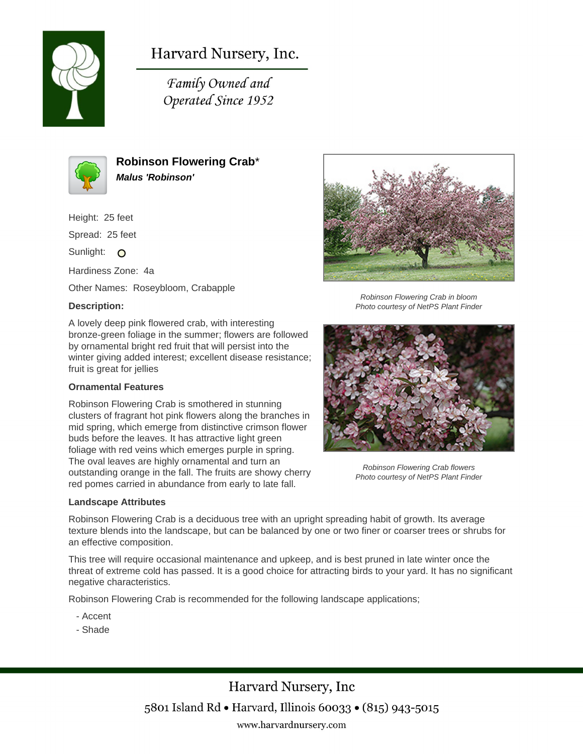# Harvard Nursery, Inc.

*Family Owned and Operated Since 1952*

## Robinson Flowering Crab*

***Malus 'Robinson'***

Height: 25 feet

Spread: 25 feet

Sunlight: O

Hardiness Zone: 4a

Other Names: Roseybloom, Crabapple

### Description:

A lovely deep pink flowered crab, with interesting bronze-green foliage in the summer; flowers are followed by ornamental bright red fruit that will persist into the winter giving added interest; excellent disease resistance; fruit is great for jellies

### Ornamental Features

Robinson Flowering Crab is smothered in stunning clusters of fragrant hot pink flowers along the branches in mid spring, which emerge from distinctive crimson flower buds before the leaves. It has attractive light green foliage with red veins which emerges purple in spring. The oval leaves are highly ornamental and turn an outstanding orange in the fall. The fruits are showy cherry red pomes carried in abundance from early to late fall.

*Robinson Flowering Crab in bloom*
*Photo courtesy of NetPS Plant Finder*

*Robinson Flowering Crab flowers*
*Photo courtesy of NetPS Plant Finder*

### Landscape Attributes

Robinson Flowering Crab is a deciduous tree with an upright spreading habit of growth. Its average texture blends into the landscape, but can be balanced by one or two finer or coarser trees or shrubs for an effective composition.

This tree will require occasional maintenance and upkeep, and is best pruned in late winter once the threat of extreme cold has passed. It is a good choice for attracting birds to your yard. It has no significant negative characteristics.

Robinson Flowering Crab is recommended for the following landscape applications;

- Accent
- Shade

Harvard Nursery, Inc

5801 Island Rd • Harvard, Illinois 60033 • (815) 943-5015

www.harvardnursery.com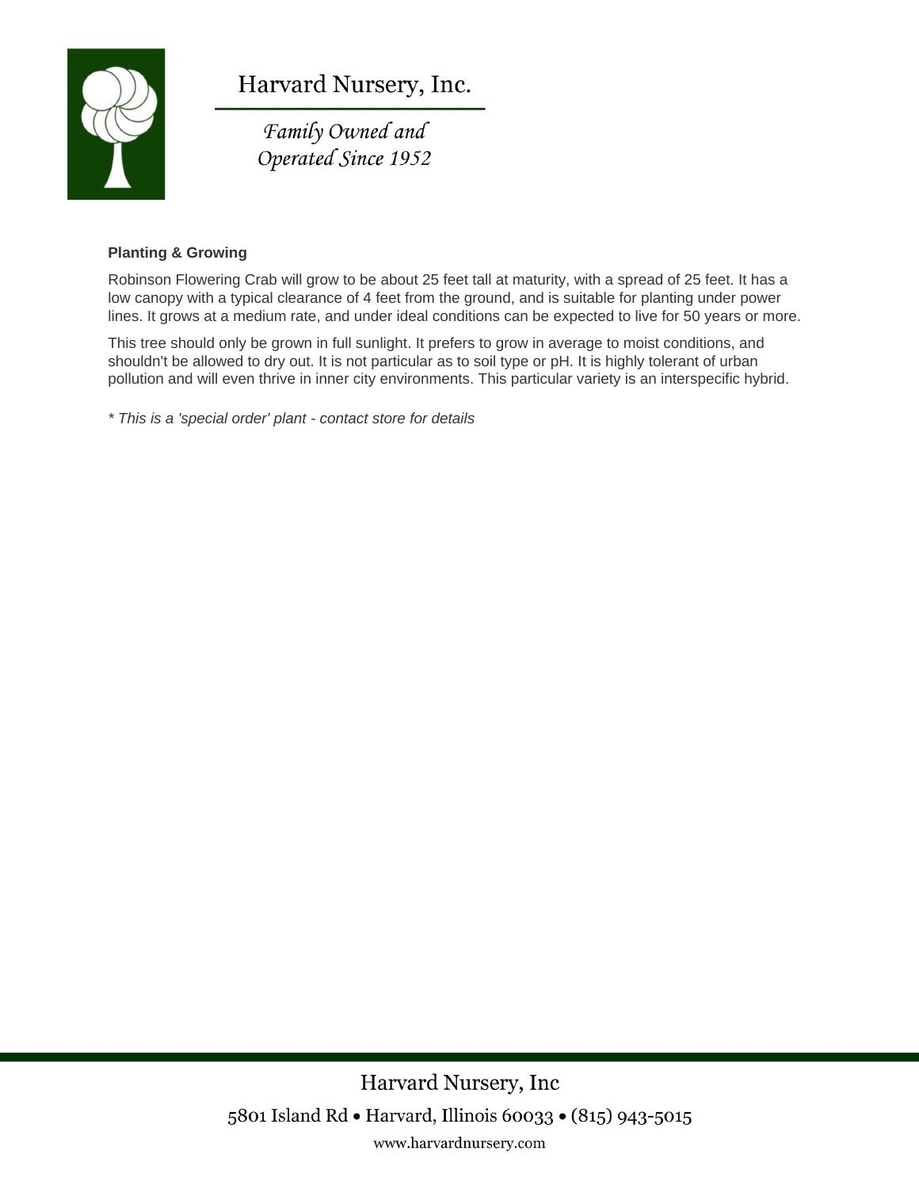### Planting & Growing

Robinson Flowering Crab will grow to be about 25 feet tall at maturity, with a spread of 25 feet. It has a low canopy with a typical clearance of 4 feet from the ground, and is suitable for planting under power lines. It grows at a medium rate, and under ideal conditions can be expected to live for 50 years or more.

This tree should only be grown in full sunlight. It prefers to grow in average to moist conditions, and shouldn't be allowed to dry out. It is not particular as to soil type or pH. It is highly tolerant of urban pollution and will even thrive in inner city environments. This particular variety is an interspecific hybrid.

*\* This is a 'special order' plant - contact store for details*